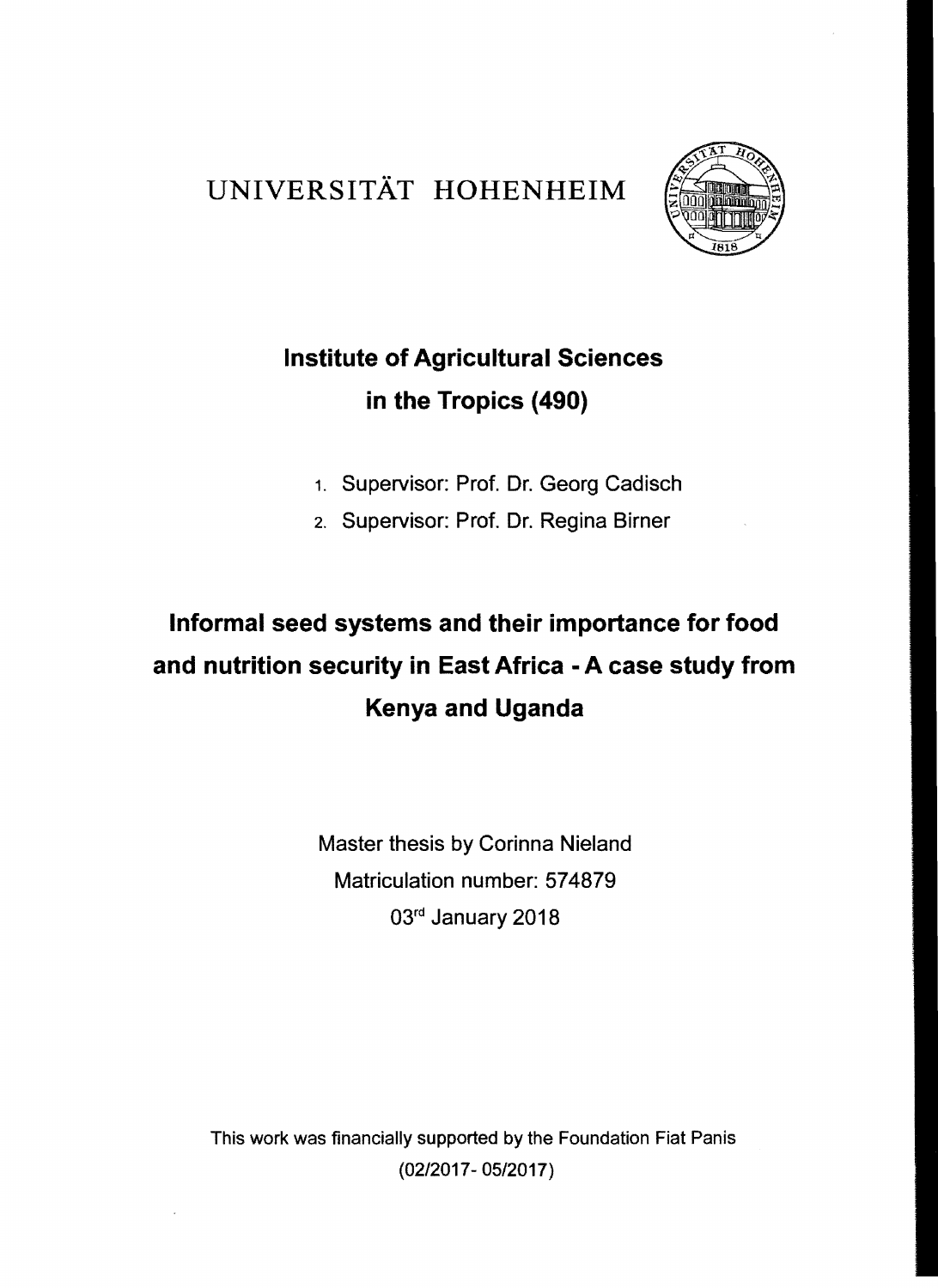UNIVERSITÄT HOHENHEIM

## Institute of Agricultural Sciences in the Tropics (490)

1. Supervisor: Prof. Dr. Georg Cadisch
2. Supervisor: Prof. Dr. Regina Birner

# Informal seed systems and their importance for food and nutrition security in East Africa - A case study from Kenya and Uganda

Master thesis by Corinna Nieland

Matriculation number: 574879

03rd January 2018

This work was financially supported by the Foundation Fiat Panis (02/2017- 05/2017)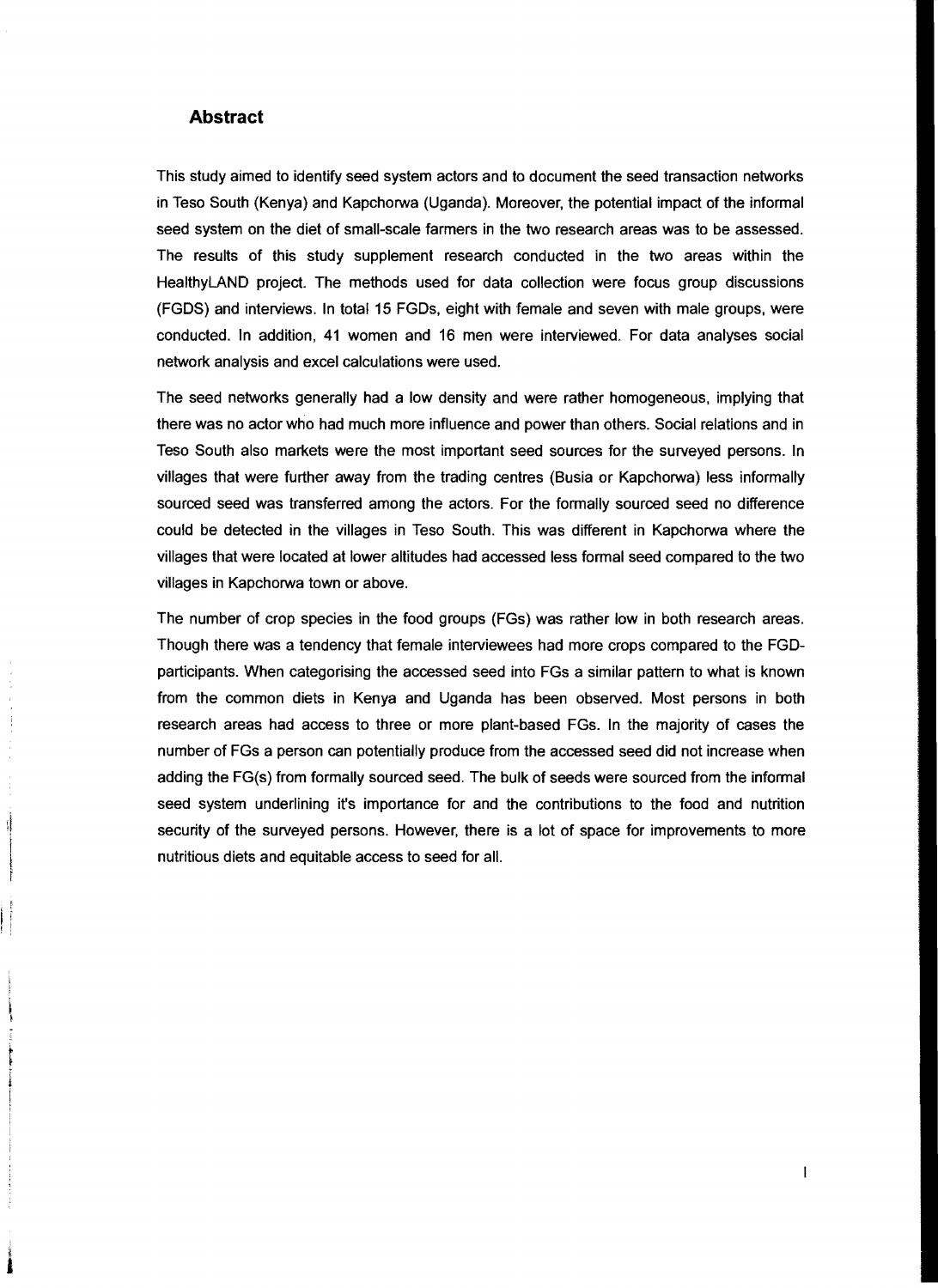## Abstract

This study aimed to identify seed system actors and to document the seed transaction networks in Teso South (Kenya) and Kapchorwa (Uganda). Moreover, the potential impact of the informal seed system on the diet of small-scale farmers in the two research areas was to be assessed. The results of this study supplement research conducted in the two areas within the HealthyLAND project. The methods used for data collection were focus group discussions (FGDS) and interviews. In total 15 FGDs, eight with female and seven with male groups, were conducted. In addition, 41 women and 16 men were interviewed. For data analyses social network analysis and excel calculations were used.

The seed networks generally had a low density and were rather homogeneous, implying that there was no actor who had much more influence and power than others. Social relations and in Teso South also markets were the most important seed sources for the surveyed persons. In villages that were further away from the trading centres (Busia or Kapchorwa) less informally sourced seed was transferred among the actors. For the formally sourced seed no difference could be detected in the villages in Teso South. This was different in Kapchorwa where the villages that were located at lower altitudes had accessed less formal seed compared to the two villages in Kapchorwa town or above.

The number of crop species in the food groups (FGs) was rather low in both research areas. Though there was a tendency that female interviewees had more crops compared to the FGD-participants. When categorising the accessed seed into FGs a similar pattern to what is known from the common diets in Kenya and Uganda has been observed. Most persons in both research areas had access to three or more plant-based FGs. In the majority of cases the number of FGs a person can potentially produce from the accessed seed did not increase when adding the FG(s) from formally sourced seed. The bulk of seeds were sourced from the informal seed system underlining it's importance for and the contributions to the food and nutrition security of the surveyed persons. However, there is a lot of space for improvements to more nutritious diets and equitable access to seed for all.